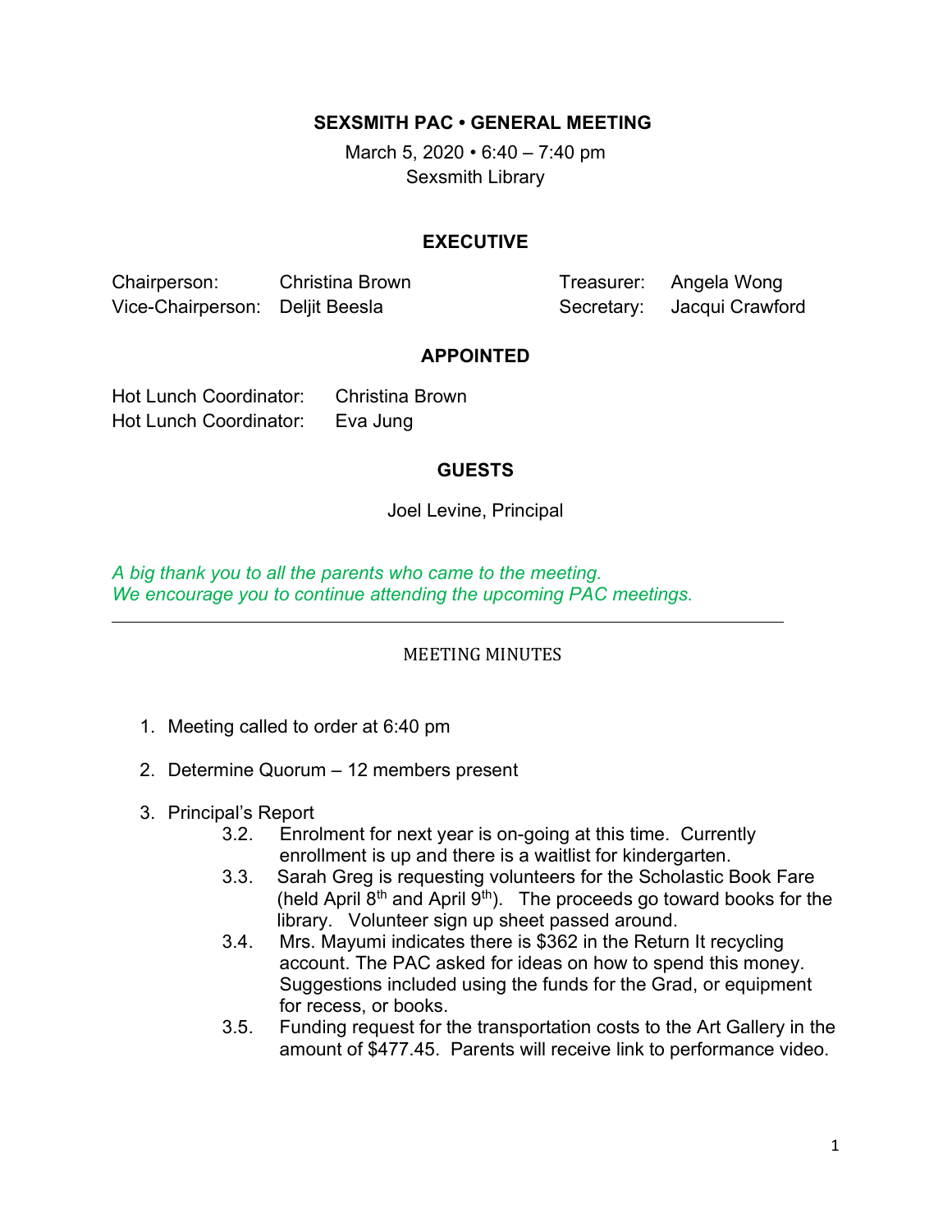# SEXSMITH PAC • GENERAL MEETING

March 5, 2020 • 6:40 – 7:40 pm
Sexsmith Library

## EXECUTIVE

| | | | |
|---|---|---|---|
| Chairperson: | Christina Brown | Treasurer: | Angela Wong |
| Vice-Chairperson: | Deljit Beesla | Secretary: | Jacqui Crawford |

## APPOINTED

Hot Lunch Coordinator: Christina Brown
Hot Lunch Coordinator: Eva Jung

## GUESTS

Joel Levine, Principal

*A big thank you to all the parents who came to the meeting.*
*We encourage you to continue attending the upcoming PAC meetings.*

---

MEETING MINUTES

1. Meeting called to order at 6:40 pm

2. Determine Quorum – 12 members present

3. Principal's Report
   - 3.2. Enrolment for next year is on-going at this time. Currently enrollment is up and there is a waitlist for kindergarten.
   - 3.3. Sarah Greg is requesting volunteers for the Scholastic Book Fare (held April 8th and April 9th). The proceeds go toward books for the library. Volunteer sign up sheet passed around.
   - 3.4. Mrs. Mayumi indicates there is $362 in the Return It recycling account. The PAC asked for ideas on how to spend this money. Suggestions included using the funds for the Grad, or equipment for recess, or books.
   - 3.5. Funding request for the transportation costs to the Art Gallery in the amount of $477.45. Parents will receive link to performance video.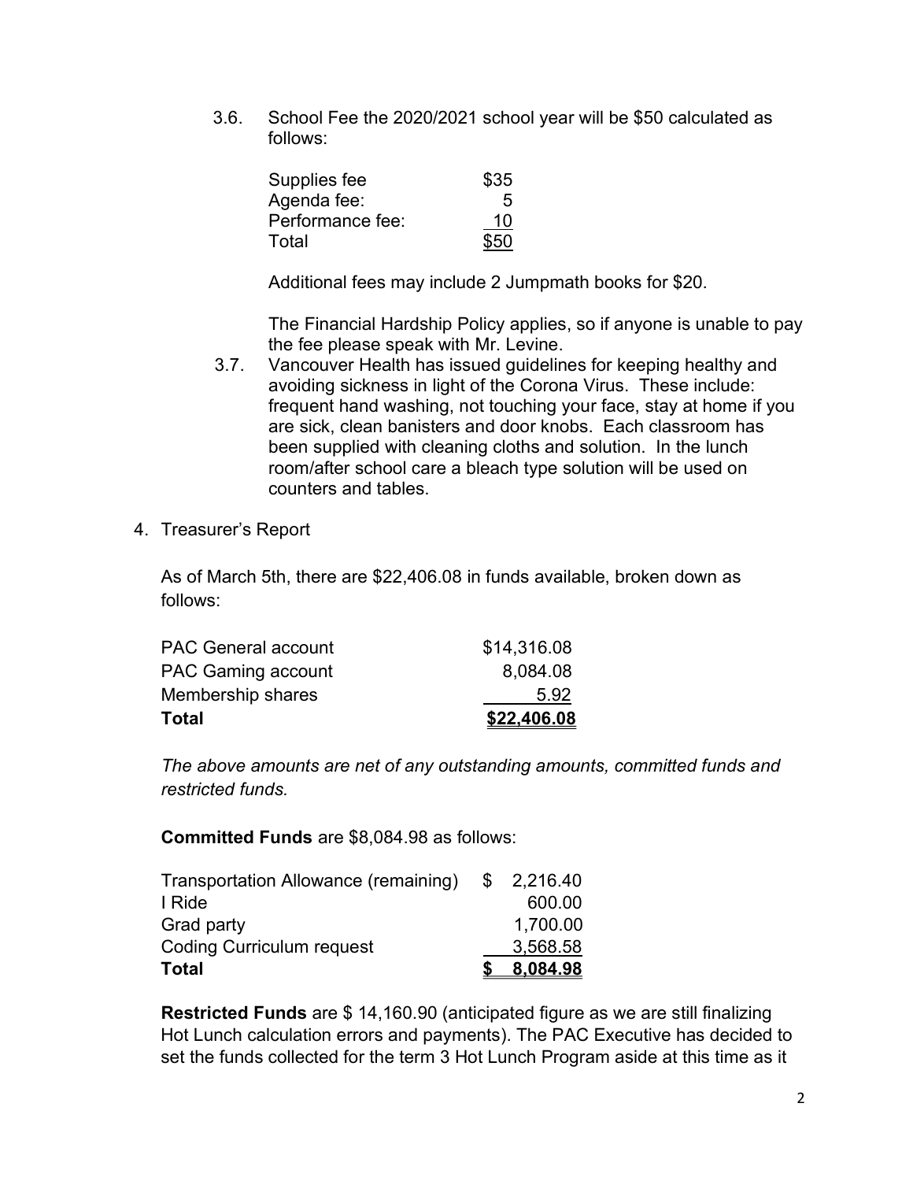3.6. School Fee the 2020/2021 school year will be $50 calculated as follows:

| | |
|---|---|
| Supplies fee | $35 |
| Agenda fee: | 5 |
| Performance fee: | 10 |
| Total | $50 |

Additional fees may include 2 Jumpmath books for $20.

The Financial Hardship Policy applies, so if anyone is unable to pay the fee please speak with Mr. Levine.

3.7. Vancouver Health has issued guidelines for keeping healthy and avoiding sickness in light of the Corona Virus. These include: frequent hand washing, not touching your face, stay at home if you are sick, clean banisters and door knobs. Each classroom has been supplied with cleaning cloths and solution. In the lunch room/after school care a bleach type solution will be used on counters and tables.

4. Treasurer's Report

As of March 5th, there are $22,406.08 in funds available, broken down as follows:

| | |
|---|---|
| PAC General account | $14,316.08 |
| PAC Gaming account | 8,084.08 |
| Membership shares | 5.92 |
| **Total** | **$22,406.08** |

*The above amounts are net of any outstanding amounts, committed funds and restricted funds.*

**Committed Funds** are $8,084.98 as follows:

| | |
|---|---|
| Transportation Allowance (remaining) | $ 2,216.40 |
| I Ride | 600.00 |
| Grad party | 1,700.00 |
| Coding Curriculum request | 3,568.58 |
| **Total** | **$ 8,084.98** |

**Restricted Funds** are $ 14,160.90 (anticipated figure as we are still finalizing Hot Lunch calculation errors and payments). The PAC Executive has decided to set the funds collected for the term 3 Hot Lunch Program aside at this time as it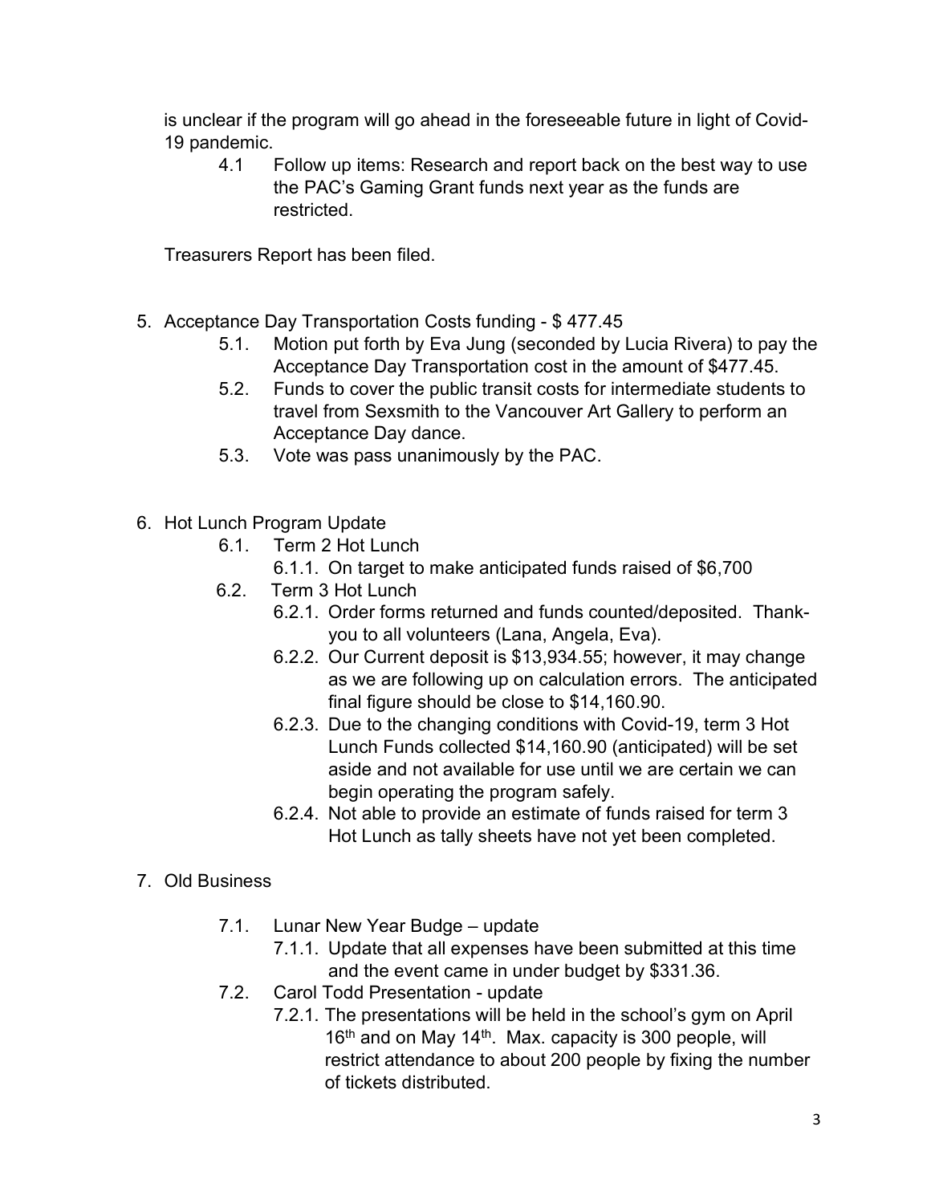is unclear if the program will go ahead in the foreseeable future in light of Covid-19 pandemic.

4.1 Follow up items: Research and report back on the best way to use the PAC's Gaming Grant funds next year as the funds are restricted.

Treasurers Report has been filed.

5. Acceptance Day Transportation Costs funding - $ 477.45
   - 5.1. Motion put forth by Eva Jung (seconded by Lucia Rivera) to pay the Acceptance Day Transportation cost in the amount of $477.45.
   - 5.2. Funds to cover the public transit costs for intermediate students to travel from Sexsmith to the Vancouver Art Gallery to perform an Acceptance Day dance.
   - 5.3. Vote was pass unanimously by the PAC.

6. Hot Lunch Program Update
   - 6.1. Term 2 Hot Lunch
     - 6.1.1. On target to make anticipated funds raised of $6,700
   - 6.2. Term 3 Hot Lunch
     - 6.2.1. Order forms returned and funds counted/deposited. Thank-you to all volunteers (Lana, Angela, Eva).
     - 6.2.2. Our Current deposit is $13,934.55; however, it may change as we are following up on calculation errors. The anticipated final figure should be close to $14,160.90.
     - 6.2.3. Due to the changing conditions with Covid-19, term 3 Hot Lunch Funds collected $14,160.90 (anticipated) will be set aside and not available for use until we are certain we can begin operating the program safely.
     - 6.2.4. Not able to provide an estimate of funds raised for term 3 Hot Lunch as tally sheets have not yet been completed.

7. Old Business
   - 7.1. Lunar New Year Budge – update
     - 7.1.1. Update that all expenses have been submitted at this time and the event came in under budget by $331.36.
   - 7.2. Carol Todd Presentation - update
     - 7.2.1. The presentations will be held in the school's gym on April 16th and on May 14th. Max. capacity is 300 people, will restrict attendance to about 200 people by fixing the number of tickets distributed.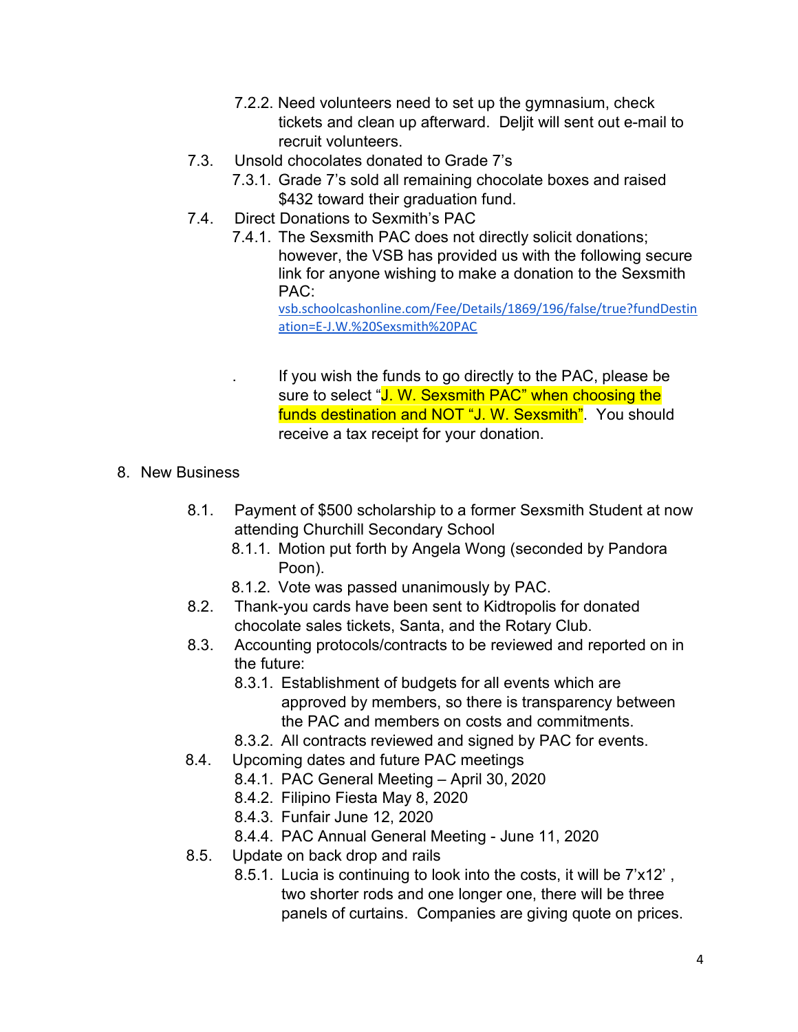- 7.2.2. Need volunteers need to set up the gymnasium, check tickets and clean up afterward. Deljit will sent out e-mail to recruit volunteers.

- 7.3. Unsold chocolates donated to Grade 7's
  - 7.3.1. Grade 7's sold all remaining chocolate boxes and raised $432 toward their graduation fund.
- 7.4. Direct Donations to Sexmith's PAC
  - 7.4.1. The Sexsmith PAC does not directly solicit donations; however, the VSB has provided us with the following secure link for anyone wishing to make a donation to the Sexsmith PAC:
    [vsb.schoolcashonline.com/Fee/Details/1869/196/false/true?fundDestination=E-J.W.%20Sexsmith%20PAC](vsb.schoolcashonline.com/Fee/Details/1869/196/false/true?fundDestination=E-J.W.%20Sexsmith%20PAC)

    . If you wish the funds to go directly to the PAC, please be sure to select "J. W. Sexsmith PAC" when choosing the funds destination and NOT "J. W. Sexsmith". You should receive a tax receipt for your donation.

8. New Business

- 8.1. Payment of $500 scholarship to a former Sexsmith Student at now attending Churchill Secondary School
  - 8.1.1. Motion put forth by Angela Wong (seconded by Pandora Poon).
  - 8.1.2. Vote was passed unanimously by PAC.
- 8.2. Thank-you cards have been sent to Kidtropolis for donated chocolate sales tickets, Santa, and the Rotary Club.
- 8.3. Accounting protocols/contracts to be reviewed and reported on in the future:
  - 8.3.1. Establishment of budgets for all events which are approved by members, so there is transparency between the PAC and members on costs and commitments.
  - 8.3.2. All contracts reviewed and signed by PAC for events.
- 8.4. Upcoming dates and future PAC meetings
  - 8.4.1. PAC General Meeting – April 30, 2020
  - 8.4.2. Filipino Fiesta May 8, 2020
  - 8.4.3. Funfair June 12, 2020
  - 8.4.4. PAC Annual General Meeting - June 11, 2020
- 8.5. Update on back drop and rails
  - 8.5.1. Lucia is continuing to look into the costs, it will be 7'x12' , two shorter rods and one longer one, there will be three panels of curtains. Companies are giving quote on prices.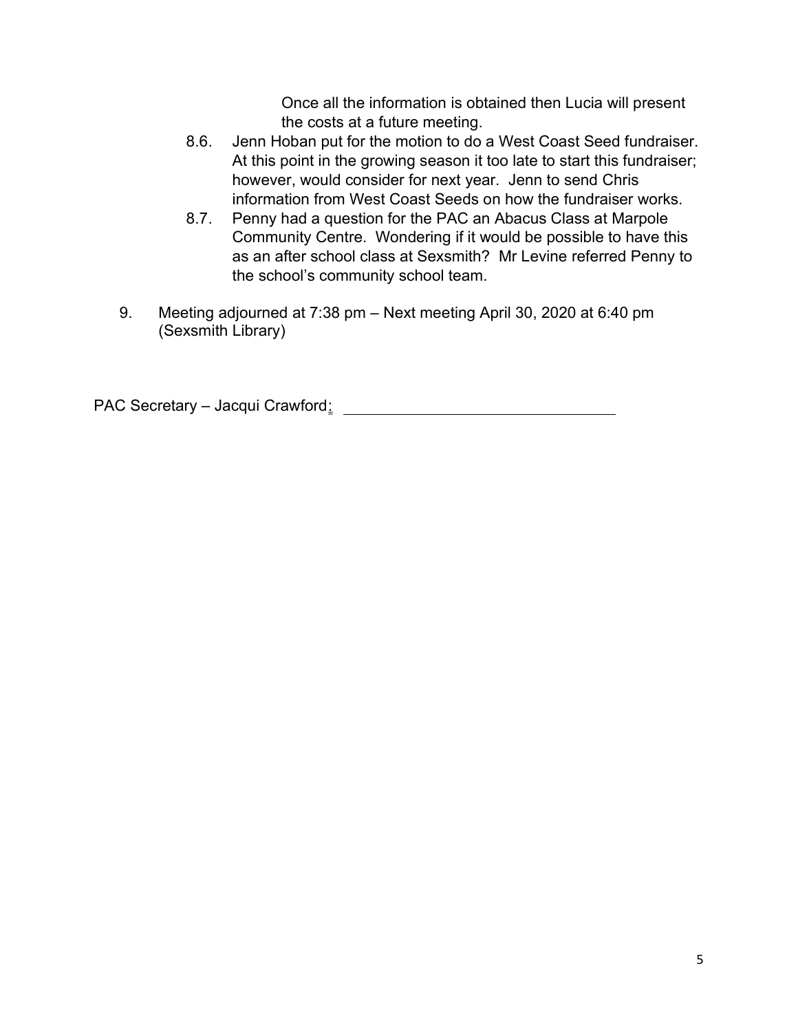Once all the information is obtained then Lucia will present the costs at a future meeting.

8.6. Jenn Hoban put for the motion to do a West Coast Seed fundraiser. At this point in the growing season it too late to start this fundraiser; however, would consider for next year. Jenn to send Chris information from West Coast Seeds on how the fundraiser works.

8.7. Penny had a question for the PAC an Abacus Class at Marpole Community Centre. Wondering if it would be possible to have this as an after school class at Sexsmith? Mr Levine referred Penny to the school's community school team.

9. Meeting adjourned at 7:38 pm – Next meeting April 30, 2020 at 6:40 pm (Sexsmith Library)

PAC Secretary – Jacqui Crawford: ______________________________